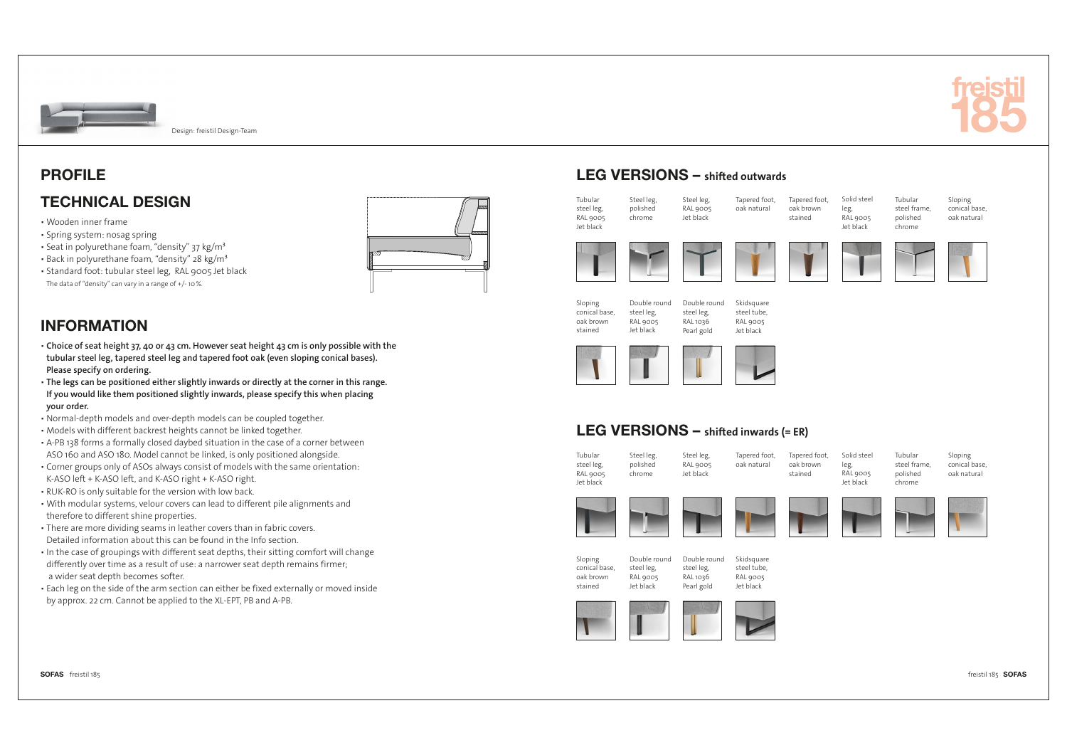Design: freistil Design-Team

freistil 185

# PROFILE

## TECHNICAL DESIGN

- Wooden inner frame
- Spring system: nosag spring
- Seat in polyurethane foam, "density" 37 kg/m³
- Back in polyurethane foam, "density" 28 kg/m³
- Standard foot: tubular steel leg, RAL 9005 Jet black

The data of "density" can vary in a range of +/- 10 %.

## INFORMATION

- **Choice of seat height 37, 40 or 43 cm. However seat height 43 cm is only possible with the tubular steel leg, tapered steel leg and tapered foot oak (even sloping conical bases). Please specify on ordering.**
- **The legs can be positioned either slightly inwards or directly at the corner in this range. If you would like them positioned slightly inwards, please specify this when placing your order.**
- Normal-depth models and over-depth models can be coupled together.
- Models with different backrest heights cannot be linked together.
- A-PB 138 forms a formally closed daybed situation in the case of a corner between ASO 160 and ASO 180. Model cannot be linked, is only positioned alongside.
- Corner groups only of ASOs always consist of models with the same orientation: K-ASO left + K-ASO left, and K-ASO right + K-ASO right.
- RUK-RO is only suitable for the version with low back.
- With modular systems, velour covers can lead to different pile alignments and therefore to different shine properties.
- There are more dividing seams in leather covers than in fabric covers. Detailed information about this can be found in the Info section.
- In the case of groupings with different seat depths, their sitting comfort will change differently over time as a result of use: a narrower seat depth remains firmer; a wider seat depth becomes softer.
- Each leg on the side of the arm section can either be fixed externally or moved inside by approx. 22 cm. Cannot be applied to the XL-EPT, PB and A-PB.

## LEG VERSIONS – shifted outwards

- Tubular steel leg, RAL 9005 Jet black
- Steel leg, polished chrome
- Steel leg, RAL 9005 Jet black
- Tapered foot, oak natural
- Tapered foot, oak brown stained
- Solid steel leg, RAL 9005 Jet black
- Tubular steel frame, polished chrome
- Sloping conical base, oak natural
- Sloping conical base, oak brown stained
- Double round steel leg, RAL 9005 Jet black
- Double round steel leg, RAL 1036 Pearl gold
- Skidsquare steel tube, RAL 9005 Jet black

## LEG VERSIONS – shifted inwards (= ER)

- Tubular steel leg, RAL 9005 Jet black
- Steel leg, polished chrome
- Steel leg, RAL 9005 Jet black
- Tapered foot, oak natural
- Tapered foot, oak brown stained
- Solid steel leg, RAL 9005 Jet black
- Tubular steel frame, polished chrome
- Sloping conical base, oak natural
- Sloping conical base, oak brown stained
- Double round steel leg, RAL 9005 Jet black
- Double round steel leg, RAL 1036 Pearl gold
- Skidsquare steel tube, RAL 9005 Jet black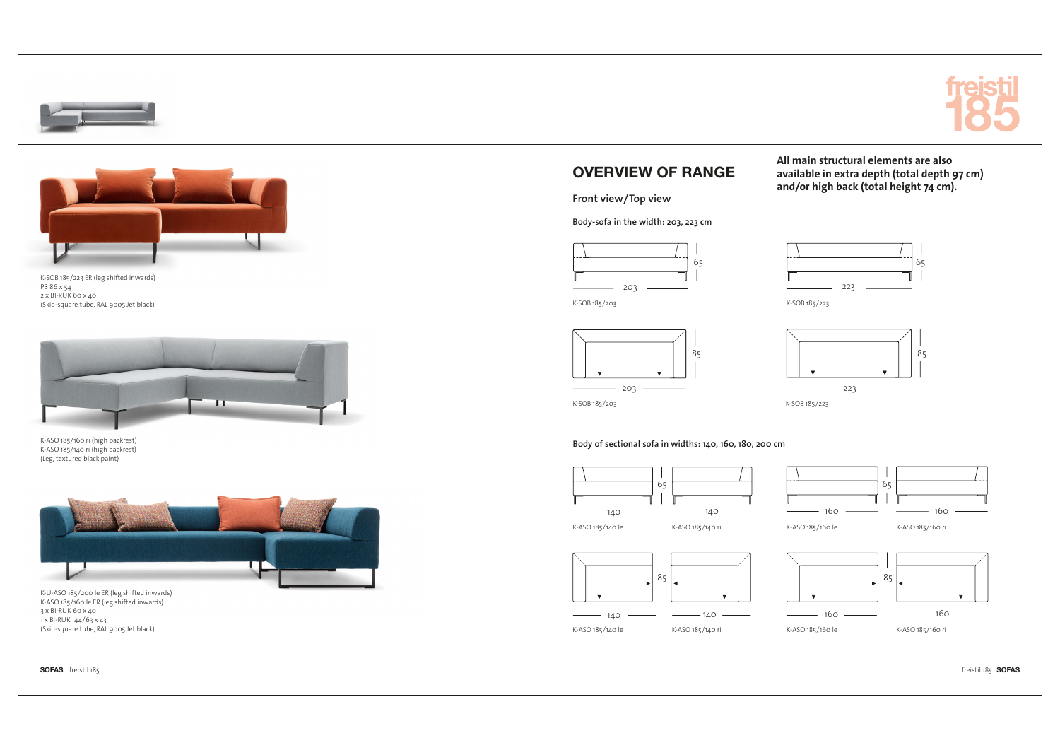K-SOB 185/223 ER (leg shifted inwards)
PB 86 x 54
2 x BI-RUK 60 x 40
(Skid-square tube, RAL 9005 Jet black)

K-ASO 185/160 ri (high backrest)
K-ASO 185/140 ri (high backrest)
(Leg, textured black paint)

K-U-ASO 185/200 le ER (leg shifted inwards)
K-ASO 185/160 le ER (leg shifted inwards)
3 x BI-RUK 60 x 40
1 x BI-RUK 144/63 x 43
(Skid-square tube, RAL 9005 Jet black)

## OVERVIEW OF RANGE

**All main structural elements are also available in extra depth (total depth 97 cm) and/or high back (total height 74 cm).**

Front view/Top view

Body-sofa in the width: 203, 223 cm

65
203
K-SOB 185/203

65
223
K-SOB 185/223

85
203
K-SOB 185/203

85
223
K-SOB 185/223

Body of sectional sofa in widths: 140, 160, 180, 200 cm

65
140
K-ASO 185/140 le

140
K-ASO 185/140 ri

65
160
K-ASO 185/160 le

160
K-ASO 185/160 ri

85
140
K-ASO 185/140 le

140
K-ASO 185/140 ri

85
160
K-ASO 185/160 le

160
K-ASO 185/160 ri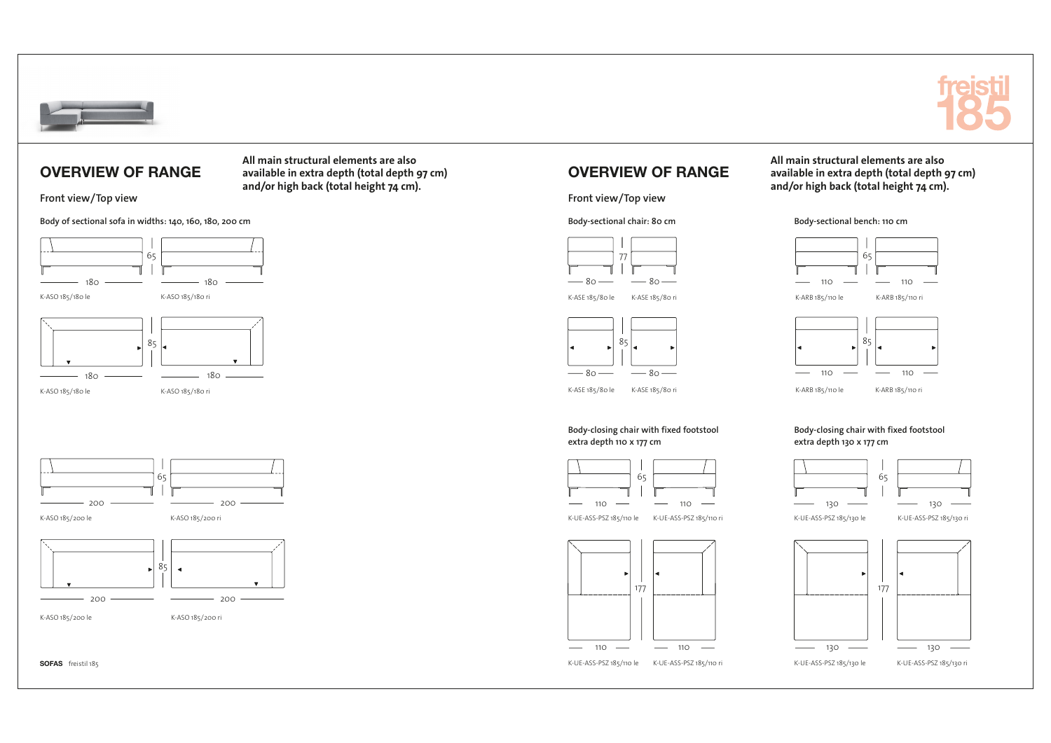## OVERVIEW OF RANGE

**All main structural elements are also available in extra depth (total depth 97 cm) and/or high back (total height 74 cm).**

Front view/Top view

Body of sectional sofa in widths: 140, 160, 180, 200 cm

65

180 — 180

K-ASO 185/180 le — K-ASO 185/180 ri

85

180 — 180

K-ASO 185/180 le — K-ASO 185/180 ri

65

200 — 200

K-ASO 185/200 le — K-ASO 185/200 ri

85

200 — 200

K-ASO 185/200 le — K-ASO 185/200 ri

## OVERVIEW OF RANGE

**All main structural elements are also available in extra depth (total depth 97 cm) and/or high back (total height 74 cm).**

Front view/Top view

Body-sectional chair: 80 cm

77

80 — 80

K-ASE 185/80 le — K-ASE 185/80 ri

85

80 — 80

K-ASE 185/80 le — K-ASE 185/80 ri

Body-sectional bench: 110 cm

65

110 — 110

K-ARB 185/110 le — K-ARB 185/110 ri

85

110 — 110

K-ARB 185/110 le — K-ARB 185/110 ri

Body-closing chair with fixed footstool extra depth 110 x 177 cm

65

110 — 110

K-UE-ASS-PSZ 185/110 le — K-UE-ASS-PSZ 185/110 ri

177

110 — 110

K-UE-ASS-PSZ 185/110 le — K-UE-ASS-PSZ 185/110 ri

Body-closing chair with fixed footstool extra depth 130 x 177 cm

65

130 — 130

K-UE-ASS-PSZ 185/130 le — K-UE-ASS-PSZ 185/130 ri

177

130 — 130

K-UE-ASS-PSZ 185/130 le — K-UE-ASS-PSZ 185/130 ri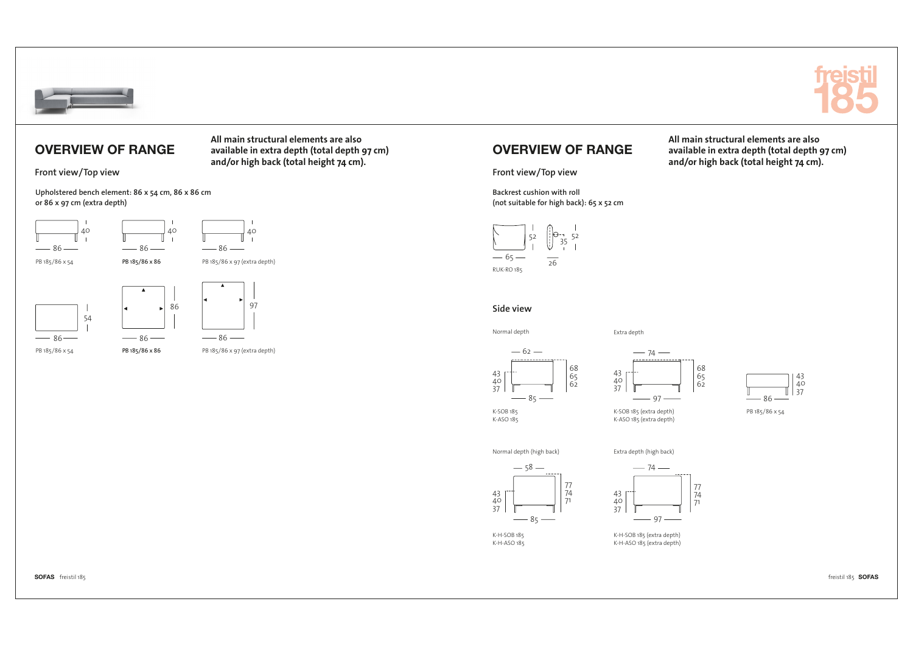## OVERVIEW OF RANGE

**All main structural elements are also available in extra depth (total depth 97 cm) and/or high back (total height 74 cm).**

### Front view/Top view

Upholstered bench element: 86 x 54 cm, 86 x 86 cm or 86 x 97 cm (extra depth)

40
86
PB 185/86 x 54

40
86
**PB 185/86 x 86**

40
86
PB 185/86 x 97 (extra depth)

54
86
PB 185/86 x 54

86
86
**PB 185/86 x 86**

97
86
PB 185/86 x 97 (extra depth)

## OVERVIEW OF RANGE

**All main structural elements are also available in extra depth (total depth 97 cm) and/or high back (total height 74 cm).**

### Front view/Top view

Backrest cushion with roll (not suitable for high back): 65 x 52 cm

52
65
35
52
26
RUK-RO 185

### Side view

Normal depth

62
43 40 37
68 65 62
85
K-SOB 185
K-ASO 185

Extra depth

74
43 40 37
68 65 62
97
K-SOB 185 (extra depth)
K-ASO 185 (extra depth)

43 40 37
86
PB 185/86 x 54

Normal depth (high back)

58
43 40 37
77 74 71
85
K-H-SOB 185
K-H-ASO 185

Extra depth (high back)

74
43 40 37
77 74 71
97
K-H-SOB 185 (extra depth)
K-H-ASO 185 (extra depth)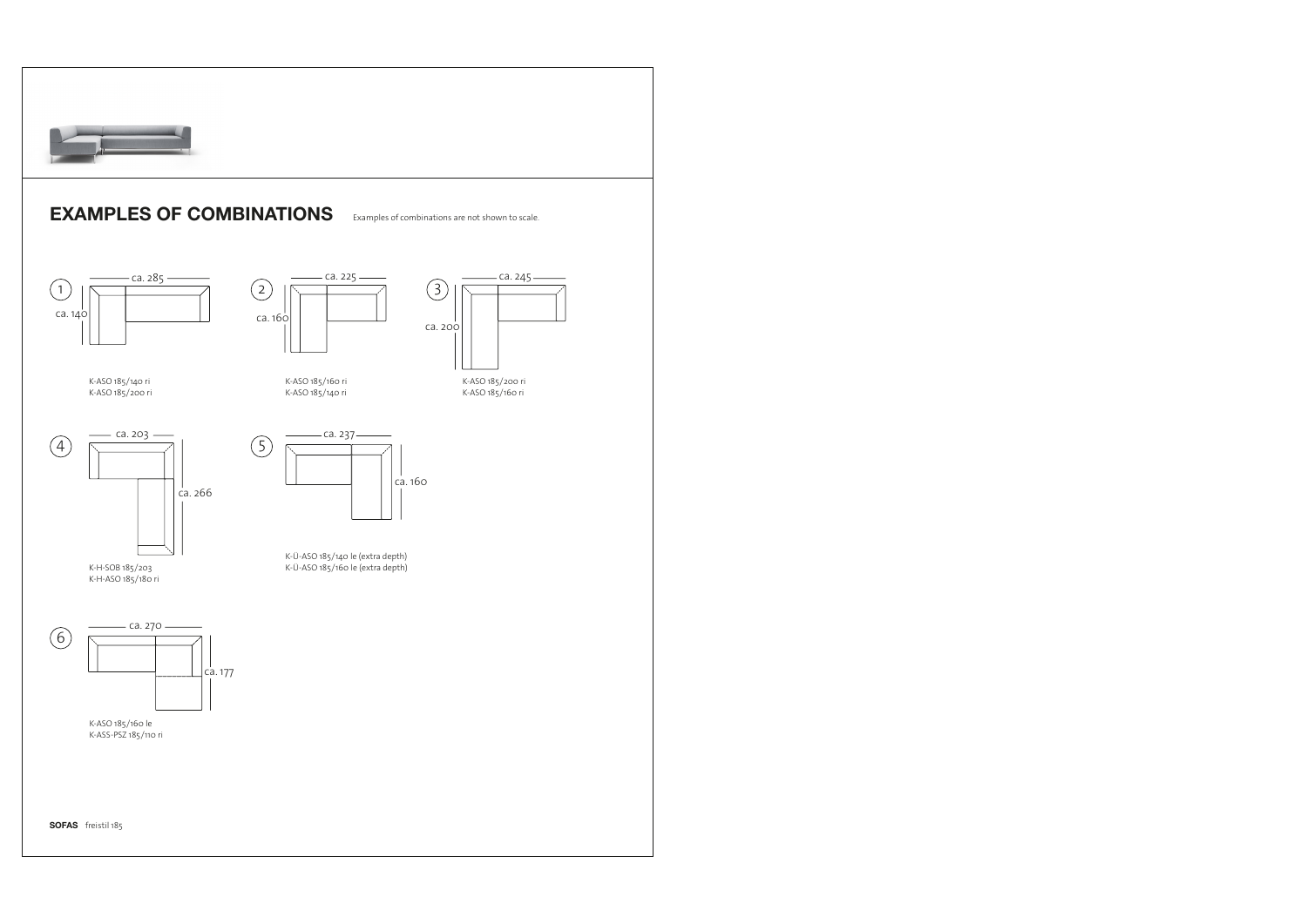## EXAMPLES OF COMBINATIONS

Examples of combinations are not shown to scale.

1

ca. 285

ca. 140

K-ASO 185/140 ri
K-ASO 185/200 ri

2

ca. 225

ca. 160

K-ASO 185/160 ri
K-ASO 185/140 ri

3

ca. 245

ca. 200

K-ASO 185/200 ri
K-ASO 185/160 ri

4

ca. 203

ca. 266

K-H-SOB 185/203
K-H-ASO 185/180 ri

5

ca. 237

ca. 160

K-Ü-ASO 185/140 le (extra depth)
K-Ü-ASO 185/160 le (extra depth)

6

ca. 270

ca. 177

K-ASO 185/160 le
K-ASS-PSZ 185/110 ri

**SOFAS** freistil 185